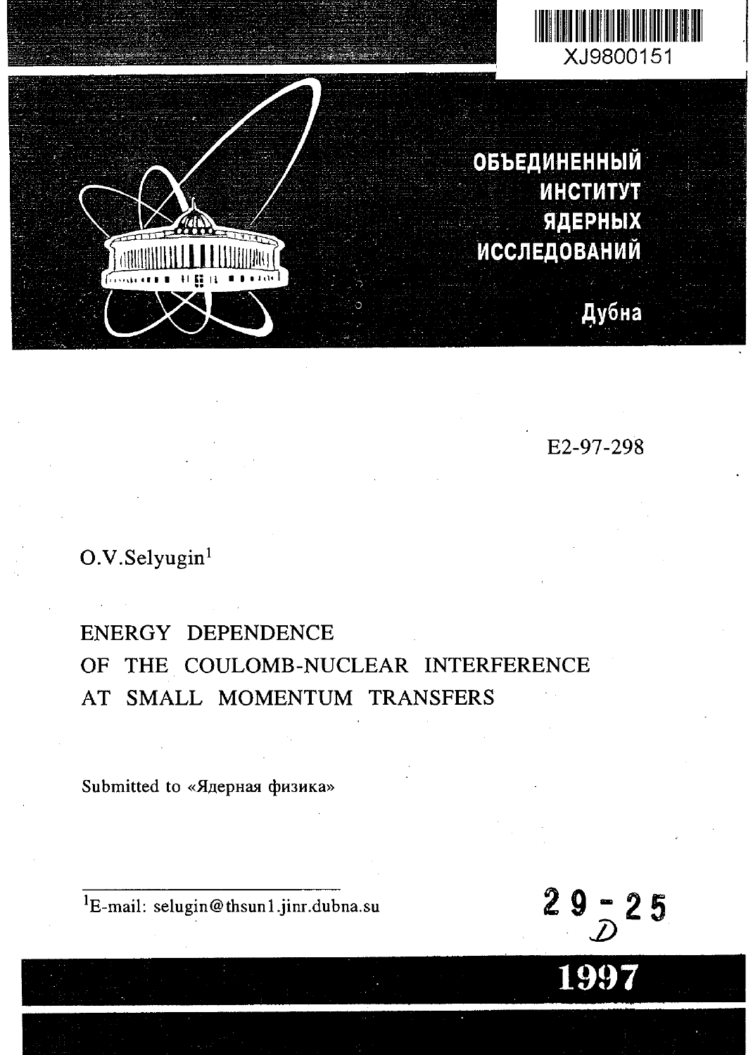XJ9800151

**ОБЪЕДИНЕННЫЙ ИНСТИТУТ ЯДЕРНЫХ ИССЛЕДОВАНИЙ**

**Дубна**

E2-97-298

O.V.Selyugin[1]

# ENERGY DEPENDENCE OF THE COULOMB-NUCLEAR INTERFERENCE AT SMALL MOMENTUM TRANSFERS

Submitted to «Ядерная физика»

[1]E-mail: selugin@thsun1.jinr.dubna.su

29 - 25

**1997**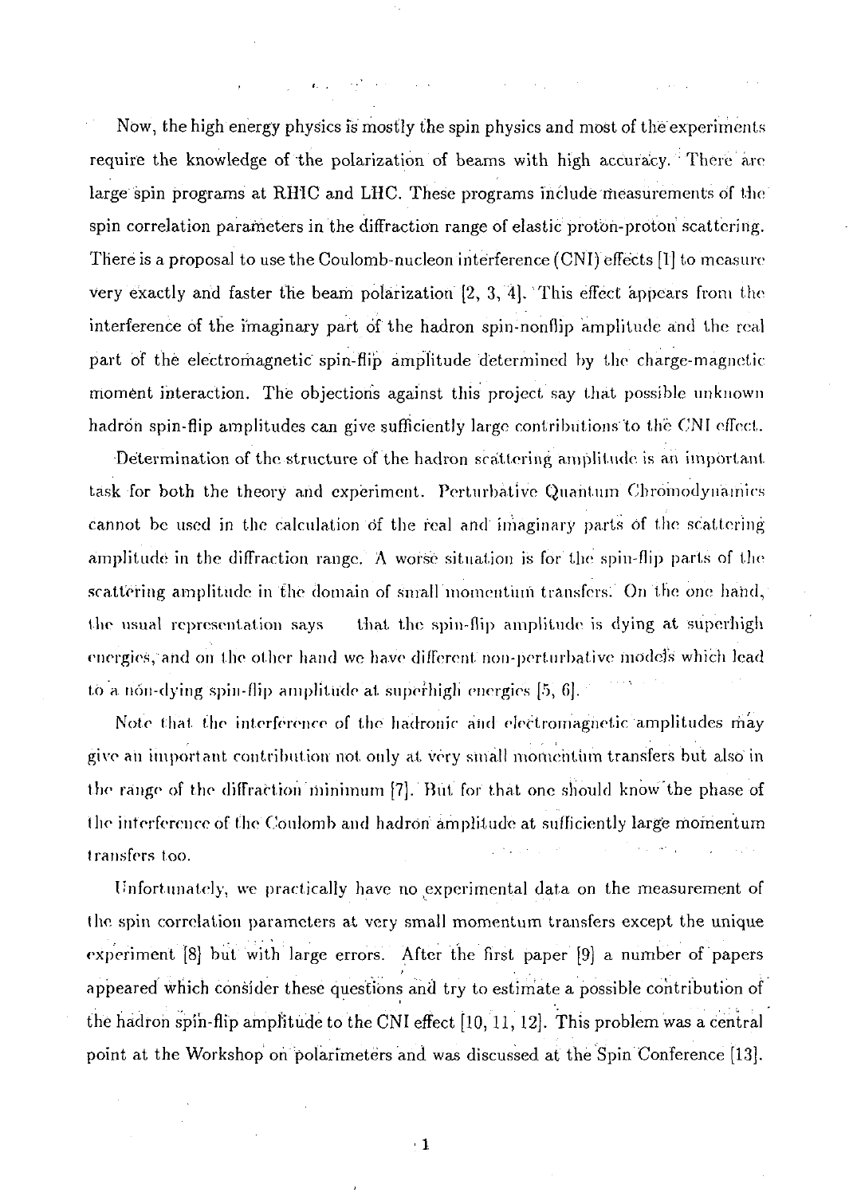Now, the high energy physics is mostly the spin physics and most of the experiments require the knowledge of the polarization of beams with high accuracy. There are large spin programs at RHIC and LHC. These programs include measurements of the spin correlation parameters in the diffraction range of elastic proton-proton scattering. There is a proposal to use the Coulomb-nucleon interference (CNI) effects [1] to measure very exactly and faster the beam polarization [2, 3, 4]. This effect appears from the interference of the imaginary part of the hadron spin-nonflip amplitude and the real part of the electromagnetic spin-flip amplitude determined by the charge-magnetic moment interaction. The objections against this project say that possible unknown hadron spin-flip amplitudes can give sufficiently large contributions to the CNI effect.

Determination of the structure of the hadron scattering amplitude is an important task for both the theory and experiment. Perturbative Quantum Chromodynamics cannot be used in the calculation of the real and imaginary parts of the scattering amplitude in the diffraction range. A worse situation is for the spin-flip parts of the scattering amplitude in the domain of small momentum transfers. On the one hand, the usual representation says that the spin-flip amplitude is dying at superhigh energies, and on the other hand we have different non-perturbative models which lead to a non-dying spin-flip amplitude at superhigh energies [5, 6].

Note that the interference of the hadronic and electromagnetic amplitudes may give an important contribution not only at very small momentum transfers but also in the range of the diffraction minimum [7]. But for that one should know the phase of the interference of the Coulomb and hadron amplitude at sufficiently large momentum transfers too.

Unfortunately, we practically have no experimental data on the measurement of the spin correlation parameters at very small momentum transfers except the unique experiment [8] but with large errors. After the first paper [9] a number of papers appeared which consider these questions and try to estimate a possible contribution of the hadron spin-flip amplitude to the CNI effect [10, 11, 12]. This problem was a central point at the Workshop on polarimeters and was discussed at the Spin Conference [13].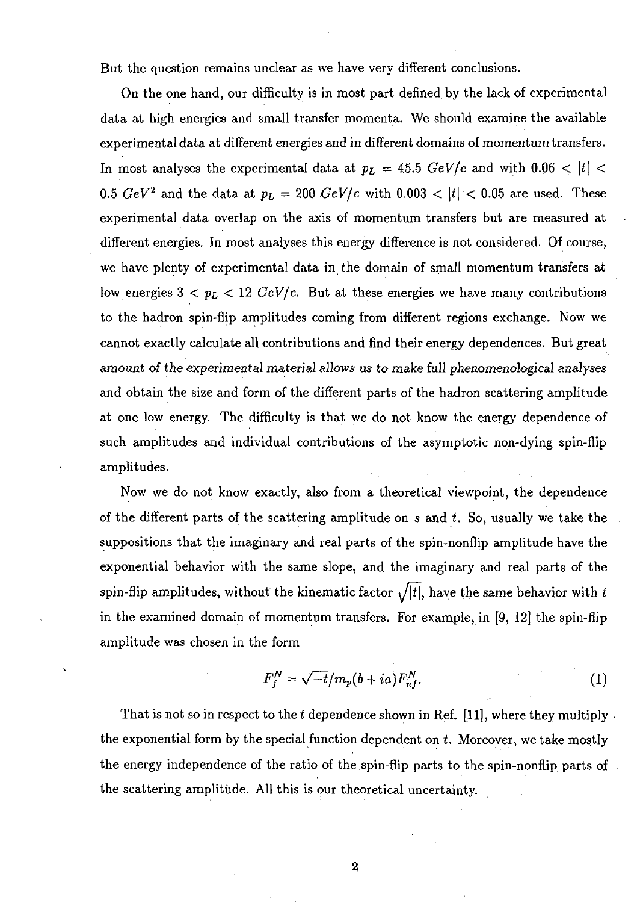But the question remains unclear as we have very different conclusions.

On the one hand, our difficulty is in most part defined by the lack of experimental data at high energies and small transfer momenta. We should examine the available experimental data at different energies and in different domains of momentum transfers. In most analyses the experimental data at $p_L = 45.5\ GeV/c$ and with $0.06 < |t| < 0.5\ GeV^2$ and the data at $p_L = 200\ GeV/c$ with $0.003 < |t| < 0.05$ are used. These experimental data overlap on the axis of momentum transfers but are measured at different energies. In most analyses this energy difference is not considered. Of course, we have plenty of experimental data in the domain of small momentum transfers at low energies $3 < p_L < 12\ GeV/c$. But at these energies we have many contributions to the hadron spin-flip amplitudes coming from different regions exchange. Now we cannot exactly calculate all contributions and find their energy dependences. But great amount of the experimental material allows us to make full phenomenological analyses and obtain the size and form of the different parts of the hadron scattering amplitude at one low energy. The difficulty is that we do not know the energy dependence of such amplitudes and individual contributions of the asymptotic non-dying spin-flip amplitudes.

Now we do not know exactly, also from a theoretical viewpoint, the dependence of the different parts of the scattering amplitude on $s$ and $t$. So, usually we take the suppositions that the imaginary and real parts of the spin-nonflip amplitude have the exponential behavior with the same slope, and the imaginary and real parts of the spin-flip amplitudes, without the kinematic factor $\sqrt{|t|}$, have the same behavior with $t$ in the examined domain of momentum transfers. For example, in [9, 12] the spin-flip amplitude was chosen in the form

$$F_f^N = \sqrt{-t}/m_p(b + ia)F_{nf}^N. \tag{1}$$

That is not so in respect to the $t$ dependence shown in Ref. [11], where they multiply the exponential form by the special function dependent on $t$. Moreover, we take mostly the energy independence of the ratio of the spin-flip parts to the spin-nonflip parts of the scattering amplitude. All this is our theoretical uncertainty.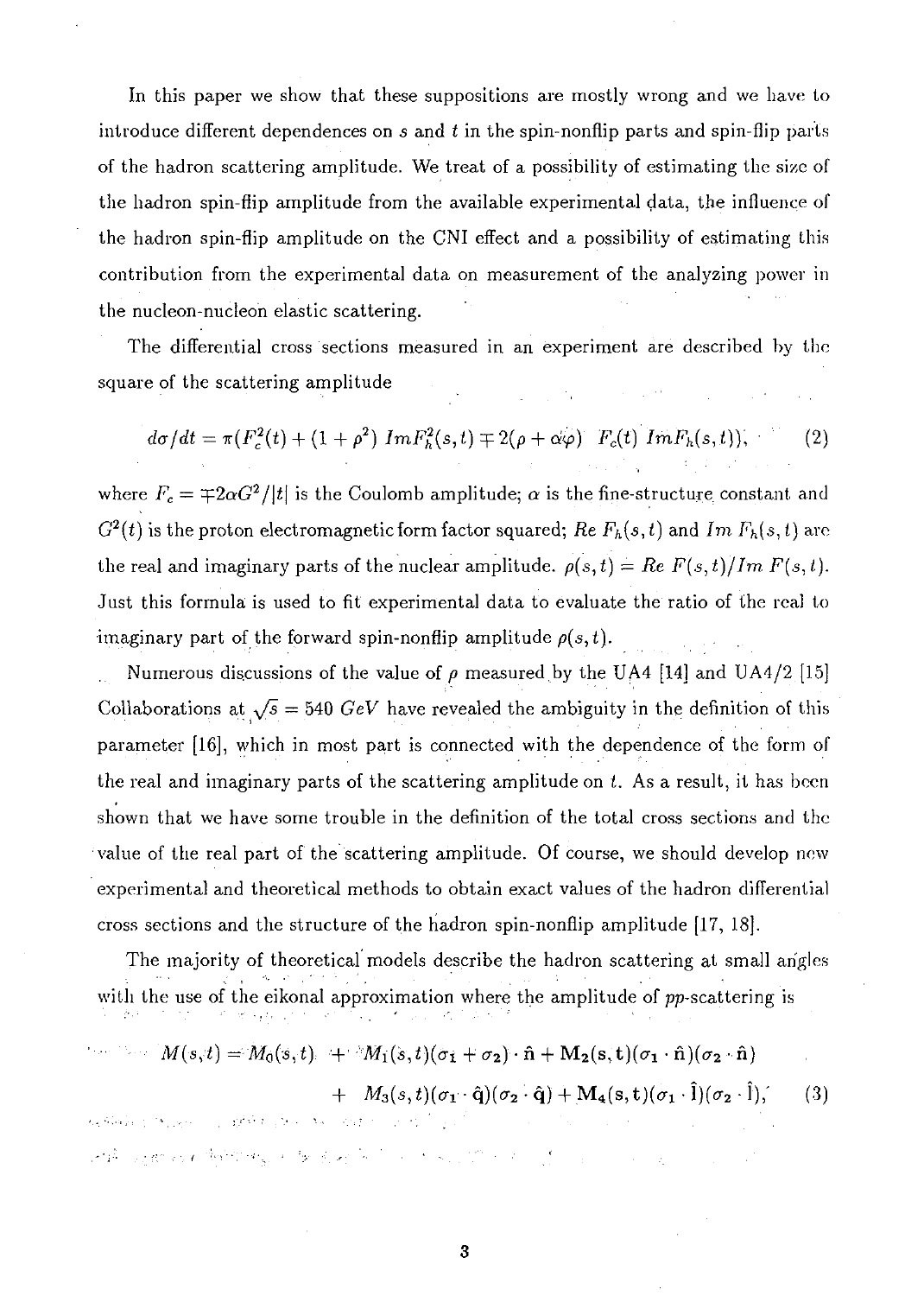In this paper we show that these suppositions are mostly wrong and we have to introduce different dependences on $s$ and $t$ in the spin-nonflip parts and spin-flip parts of the hadron scattering amplitude. We treat of a possibility of estimating the size of the hadron spin-flip amplitude from the available experimental data, the influence of the hadron spin-flip amplitude on the CNI effect and a possibility of estimating this contribution from the experimental data on measurement of the analyzing power in the nucleon-nucleon elastic scattering.

The differential cross sections measured in an experiment are described by the square of the scattering amplitude

$$d\sigma/dt = \pi(F_c^2(t) + (1+\rho^2)\ Im F_h^2(s,t) \mp 2(\rho + \alpha\varphi)\ \ F_c(t)\ Im F_h(s,t)), \tag{2}$$

where $F_c = \mp 2\alpha G^2/|t|$ is the Coulomb amplitude; $\alpha$ is the fine-structure constant and $G^2(t)$ is the proton electromagnetic form factor squared; $Re\ F_h(s,t)$ and $Im\ F_h(s,t)$ are the real and imaginary parts of the nuclear amplitude. $\rho(s,t) = Re\ F(s,t)/Im\ F(s,t)$. Just this formula is used to fit experimental data to evaluate the ratio of the real to imaginary part of the forward spin-nonflip amplitude $\rho(s,t)$.

Numerous discussions of the value of $\rho$ measured by the UA4 [14] and UA4/2 [15] Collaborations at $\sqrt{s} = 540\ GeV$ have revealed the ambiguity in the definition of this parameter [16], which in most part is connected with the dependence of the form of the real and imaginary parts of the scattering amplitude on $t$. As a result, it has been shown that we have some trouble in the definition of the total cross sections and the value of the real part of the scattering amplitude. Of course, we should develop new experimental and theoretical methods to obtain exact values of the hadron differential cross sections and the structure of the hadron spin-nonflip amplitude [17, 18].

The majority of theoretical models describe the hadron scattering at small angles with the use of the eikonal approximation where the amplitude of $pp$-scattering is

$$\begin{aligned} M(s,t) = M_0(s,t) &+ M_1(s,t)(\sigma_1 + \sigma_2)\cdot\hat{\mathbf{n}} + \mathbf{M_2(s,t)}(\sigma_1\cdot\hat{\mathbf{n}})(\sigma_2\cdot\hat{\mathbf{n}}) \\ &+ M_3(s,t)(\sigma_1\cdot\hat{\mathbf{q}})(\sigma_2\cdot\hat{\mathbf{q}}) + \mathbf{M_4(s,t)}(\sigma_1\cdot\hat{\mathbf{l}})(\sigma_2\cdot\hat{\mathbf{l}}), \end{aligned} \tag{3}$$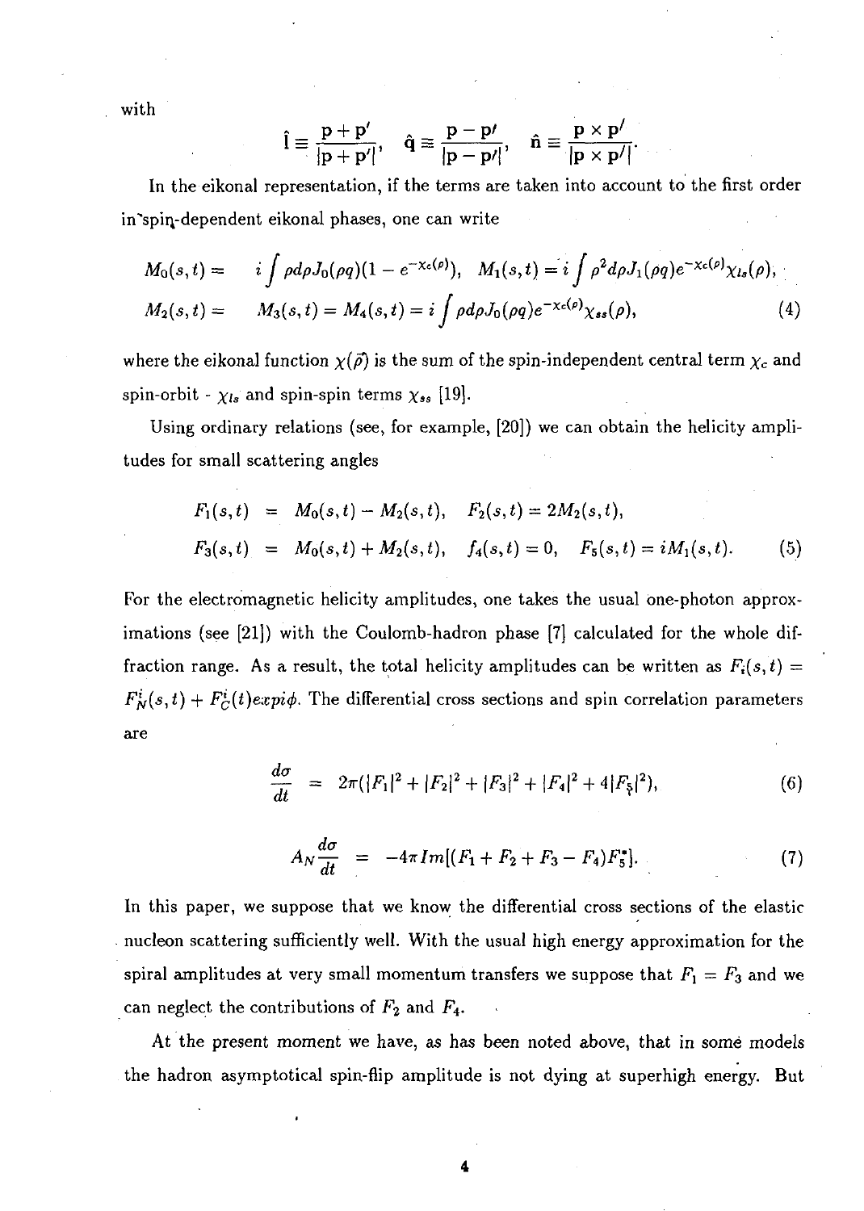with

$$\hat{\mathbf{l}} \equiv \frac{\mathbf{p}+\mathbf{p}'}{|\mathbf{p}+\mathbf{p}'|}, \quad \hat{\mathbf{q}} \equiv \frac{\mathbf{p}-\mathbf{p}'}{|\mathbf{p}-\mathbf{p}'|}, \quad \hat{\mathbf{n}} \equiv \frac{\mathbf{p}\times\mathbf{p}'}{|\mathbf{p}\times\mathbf{p}'|}.$$

In the eikonal representation, if the terms are taken into account to the first order in spin-dependent eikonal phases, one can write

$$\begin{aligned}
M_0(s,t) = &\quad i\int \rho d\rho J_0(\rho q)(1-e^{-\chi_c(\rho)}), \quad M_1(s,t) = i\int \rho^2 d\rho J_1(\rho q) e^{-\chi_c(\rho)}\chi_{ls}(\rho), \\
M_2(s,t) = &\quad M_3(s,t) = M_4(s,t) = i\int \rho d\rho J_0(\rho q) e^{-\chi_c(\rho)}\chi_{ss}(\rho),
\end{aligned} \tag{4}$$

where the eikonal function $\chi(\vec{\rho})$ is the sum of the spin-independent central term $\chi_c$ and spin-orbit - $\chi_{ls}$ and spin-spin terms $\chi_{ss}$ [19].

Using ordinary relations (see, for example, [20]) we can obtain the helicity amplitudes for small scattering angles

$$\begin{aligned}
F_1(s,t) &= M_0(s,t) - M_2(s,t), \quad F_2(s,t) = 2M_2(s,t), \\
F_3(s,t) &= M_0(s,t) + M_2(s,t), \quad f_4(s,t) = 0, \quad F_5(s,t) = iM_1(s,t).
\end{aligned} \tag{5}$$

For the electromagnetic helicity amplitudes, one takes the usual one-photon approximations (see [21]) with the Coulomb-hadron phase [7] calculated for the whole diffraction range. As a result, the total helicity amplitudes can be written as $F_i(s,t) = F_N^i(s,t) + F_C^i(t) exp i\phi$. The differential cross sections and spin correlation parameters are

$$\frac{d\sigma}{dt} = 2\pi(|F_1|^2 + |F_2|^2 + |F_3|^2 + |F_4|^2 + 4|F_5|^2), \tag{6}$$

$$A_N \frac{d\sigma}{dt} = -4\pi Im[(F_1 + F_2 + F_3 - F_4)F_5^*]. \tag{7}$$

In this paper, we suppose that we know the differential cross sections of the elastic nucleon scattering sufficiently well. With the usual high energy approximation for the spiral amplitudes at very small momentum transfers we suppose that $F_1 = F_3$ and we can neglect the contributions of $F_2$ and $F_4$.

At the present moment we have, as has been noted above, that in some models the hadron asymptotical spin-flip amplitude is not dying at superhigh energy. But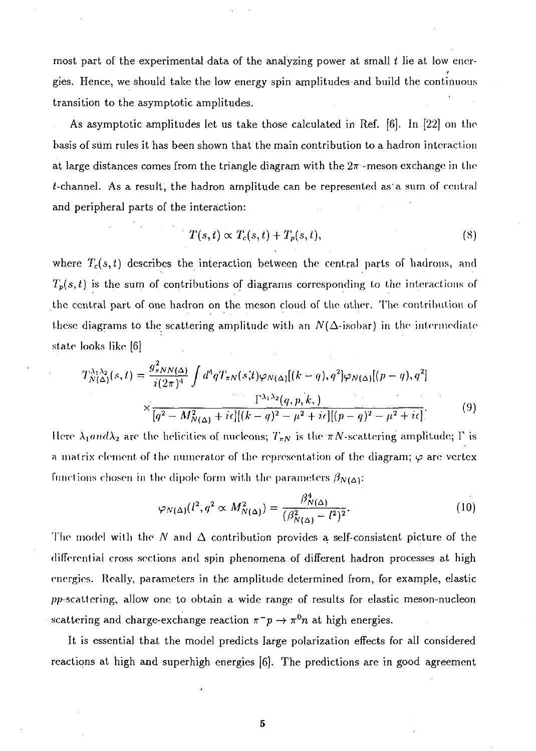most part of the experimental data of the analyzing power at small $t$ lie at low energies. Hence, we should take the low energy spin amplitudes and build the continuous transition to the asymptotic amplitudes.

As asymptotic amplitudes let us take those calculated in Ref. [6]. In [22] on the basis of sum rules it has been shown that the main contribution to a hadron interaction at large distances comes from the triangle diagram with the $2\pi$-meson exchange in the $t$-channel. As a result, the hadron amplitude can be represented as a sum of central and peripheral parts of the interaction:

$$T(s,t) \propto T_c(s,t) + T_p(s,t), \tag{8}$$

where $T_c(s,t)$ describes the interaction between the central parts of hadrons, and $T_p(s,t)$ is the sum of contributions of diagrams corresponding to the interactions of the central part of one hadron on the meson cloud of the other. The contribution of these diagrams to the scattering amplitude with an $N(\Delta$-isobar) in the intermediate state looks like [6]

$$T^{\lambda_1\lambda_2}_{N(\Delta)}(s,t) = \frac{g^2_{\pi NN(\Delta)}}{i(2\pi)^4} \int d^4q T_{\pi N}(s,t) \varphi_{N(\Delta)}[(k-q),q^2] \varphi_{N(\Delta)}[(p-q),q^2]$$
$$\times \frac{\Gamma^{\lambda_1\lambda_2}(q,p,k,)}{[q^2 - M^2_{N(\Delta)} + i\epsilon][(k-q)^2 - \mu^2 + i\epsilon][(p-q)^2 - \mu^2 + i\epsilon]}. \tag{9}$$

Here $\lambda_1 and \lambda_2$ are the helicities of nucleons; $T_{\pi N}$ is the $\pi N$-scattering amplitude; $\Gamma$ is a matrix element of the numerator of the representation of the diagram; $\varphi$ are vertex functions chosen in the dipole form with the parameters $\beta_{N(\Delta)}$:

$$\varphi_{N(\Delta)}(l^2, q^2 \propto M^2_{N(\Delta)}) = \frac{\beta^4_{N(\Delta)}}{(\beta^2_{N(\Delta)} - l^2)^2}. \tag{10}$$

The model with the $N$ and $\Delta$ contribution provides a self-consistent picture of the differential cross sections and spin phenomena of different hadron processes at high energies. Really, parameters in the amplitude determined from, for example, elastic $pp$-scattering, allow one to obtain a wide range of results for elastic meson-nucleon scattering and charge-exchange reaction $\pi^- p \to \pi^0 n$ at high energies.

It is essential that the model predicts large polarization effects for all considered reactions at high and superhigh energies [6]. The predictions are in good agreement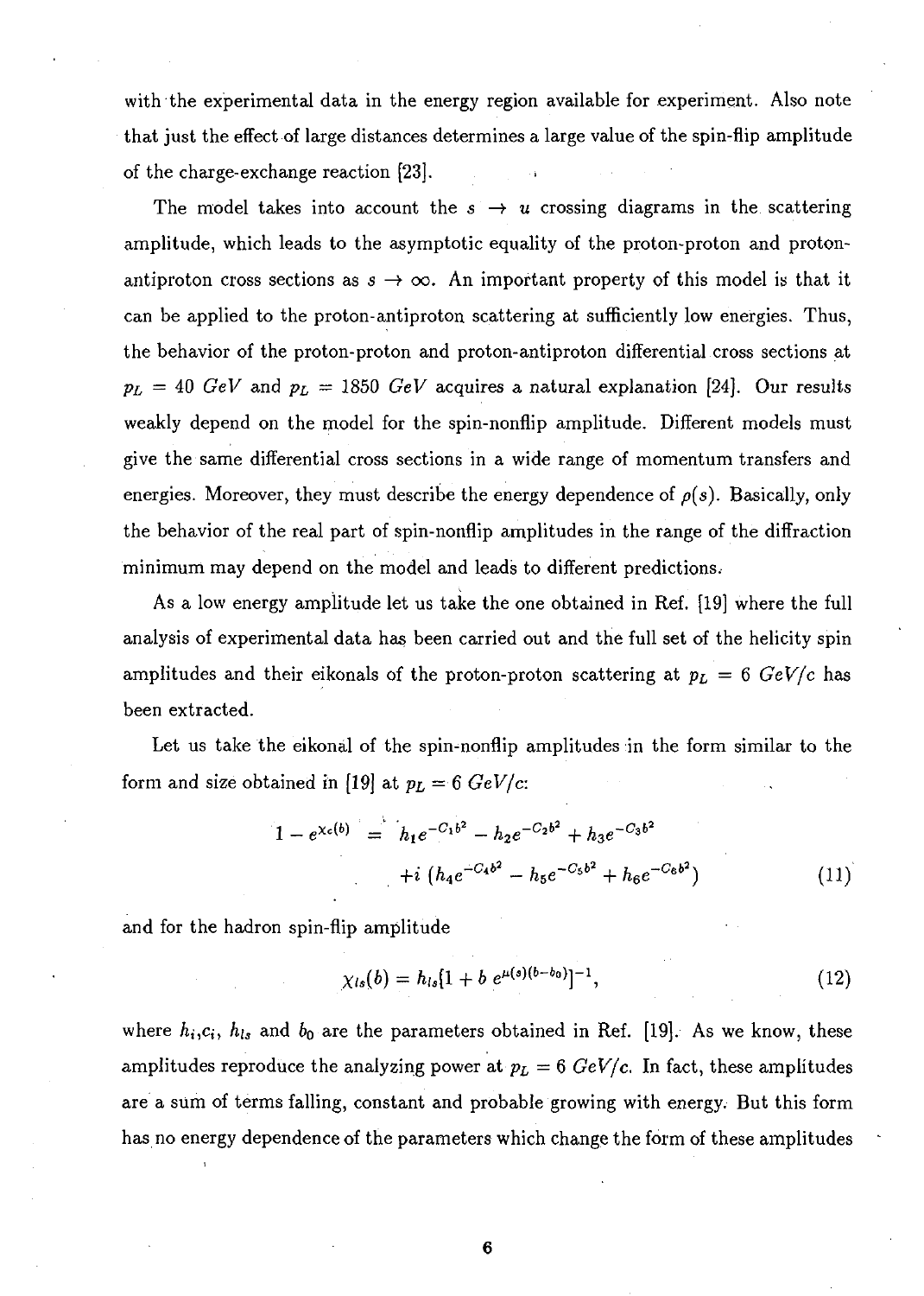with the experimental data in the energy region available for experiment. Also note that just the effect of large distances determines a large value of the spin-flip amplitude of the charge-exchange reaction [23].

The model takes into account the $s \rightarrow u$ crossing diagrams in the scattering amplitude, which leads to the asymptotic equality of the proton-proton and proton-antiproton cross sections as $s \rightarrow \infty$. An important property of this model is that it can be applied to the proton-antiproton scattering at sufficiently low energies. Thus, the behavior of the proton-proton and proton-antiproton differential cross sections at $p_L = 40\ GeV$ and $p_L = 1850\ GeV$ acquires a natural explanation [24]. Our results weakly depend on the model for the spin-nonflip amplitude. Different models must give the same differential cross sections in a wide range of momentum transfers and energies. Moreover, they must describe the energy dependence of $\rho(s)$. Basically, only the behavior of the real part of spin-nonflip amplitudes in the range of the diffraction minimum may depend on the model and leads to different predictions.

As a low energy amplitude let us take the one obtained in Ref. [19] where the full analysis of experimental data has been carried out and the full set of the helicity spin amplitudes and their eikonals of the proton-proton scattering at $p_L = 6\ GeV/c$ has been extracted.

Let us take the eikonal of the spin-nonflip amplitudes in the form similar to the form and size obtained in [19] at $p_L = 6\ GeV/c$:

$$
\begin{aligned}
1 - e^{\chi_c(b)} &= h_1 e^{-C_1 b^2} - h_2 e^{-C_2 b^2} + h_3 e^{-C_3 b^2} \\
&\quad + i\,(h_4 e^{-C_4 b^2} - h_5 e^{-C_5 b^2} + h_6 e^{-C_6 b^2})
\end{aligned}
\tag{11}
$$

and for the hadron spin-flip amplitude

$$
\chi_{ls}(b) = h_{ls}[1 + b\ e^{\mu(s)(b-b_0)}]^{-1}, \tag{12}
$$

where $h_i$,$c_i$, $h_{ls}$ and $b_0$ are the parameters obtained in Ref. [19]. As we know, these amplitudes reproduce the analyzing power at $p_L = 6\ GeV/c$. In fact, these amplitudes are a sum of terms falling, constant and probable growing with energy. But this form has no energy dependence of the parameters which change the form of these amplitudes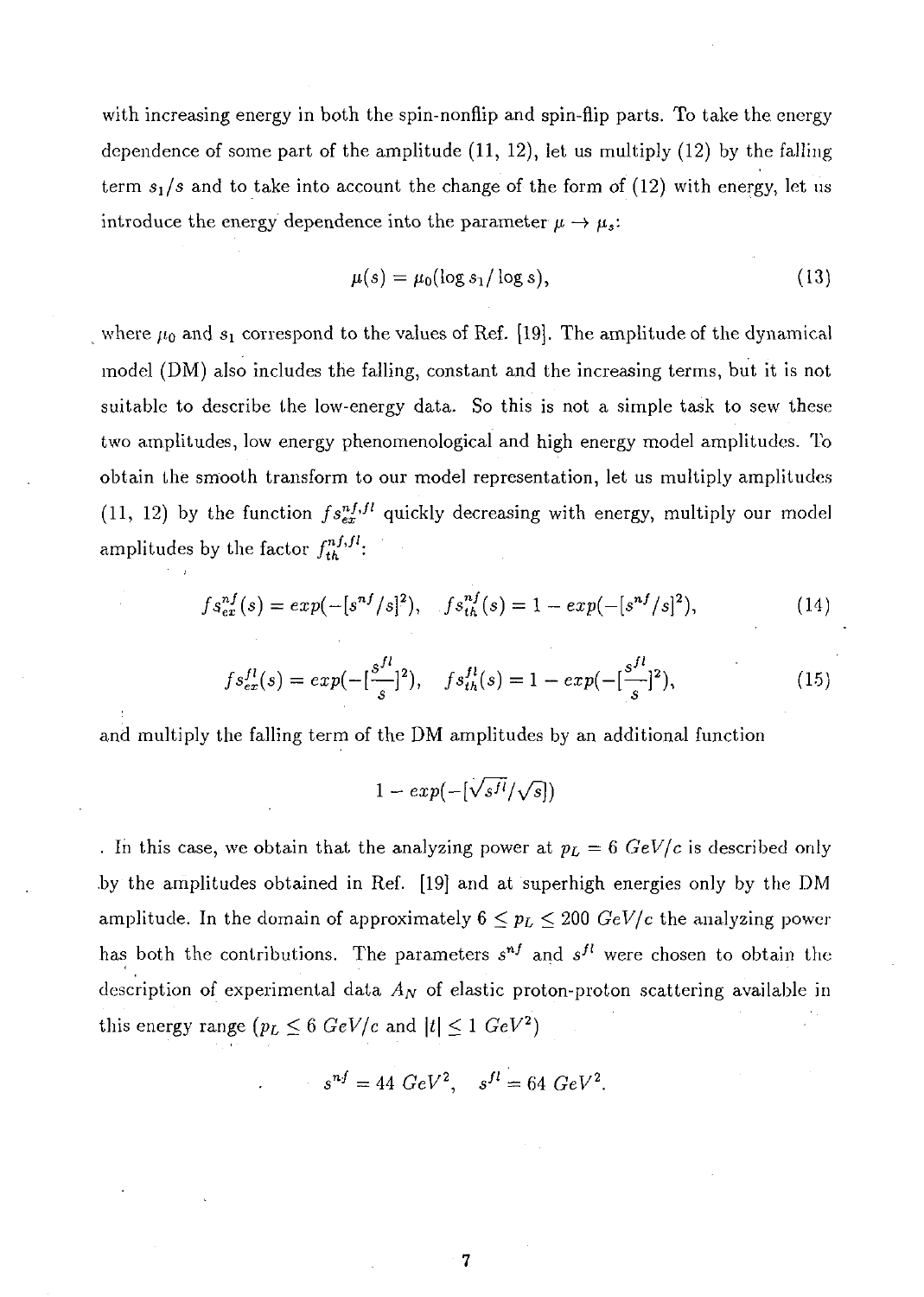with increasing energy in both the spin-nonflip and spin-flip parts. To take the energy dependence of some part of the amplitude (11, 12), let us multiply (12) by the falling term $s_1/s$ and to take into account the change of the form of (12) with energy, let us introduce the energy dependence into the parameter $\mu \to \mu_s$:

$$\mu(s) = \mu_0(\log s_1/\log s), \tag{13}$$

where $\mu_0$ and $s_1$ correspond to the values of Ref. [19]. The amplitude of the dynamical model (DM) also includes the falling, constant and the increasing terms, but it is not suitable to describe the low-energy data. So this is not a simple task to sew these two amplitudes, low energy phenomenological and high energy model amplitudes. To obtain the smooth transform to our model representation, let us multiply amplitudes (11, 12) by the function $fs_{ex}^{nf,fl}$ quickly decreasing with energy, multiply our model amplitudes by the factor $f_{th}^{nf,fl}$:

$$fs_{ex}^{nf}(s) = exp(-[s^{nf}/s]^2), \quad fs_{th}^{nf}(s) = 1 - exp(-[s^{nf}/s]^2), \tag{14}$$

$$fs_{ex}^{fl}(s) = exp(-[\frac{s^{fl}}{s}]^2), \quad fs_{th}^{fl}(s) = 1 - exp(-[\frac{s^{fl}}{s}]^2), \tag{15}$$

and multiply the falling term of the DM amplitudes by an additional function

$$1 - exp(-[\sqrt{s^{fl}}/\sqrt{s}])$$

. In this case, we obtain that the analyzing power at $p_L = 6\ GeV/c$ is described only by the amplitudes obtained in Ref. [19] and at superhigh energies only by the DM amplitude. In the domain of approximately $6 \leq p_L \leq 200\ GeV/c$ the analyzing power has both the contributions. The parameters $s^{nf}$ and $s^{fl}$ were chosen to obtain the description of experimental data $A_N$ of elastic proton-proton scattering available in this energy range ($p_L \leq 6\ GeV/c$ and $|t| \leq 1\ GeV^2$)

$$s^{nf} = 44\ GeV^2, \quad s^{fl} = 64\ GeV^2.$$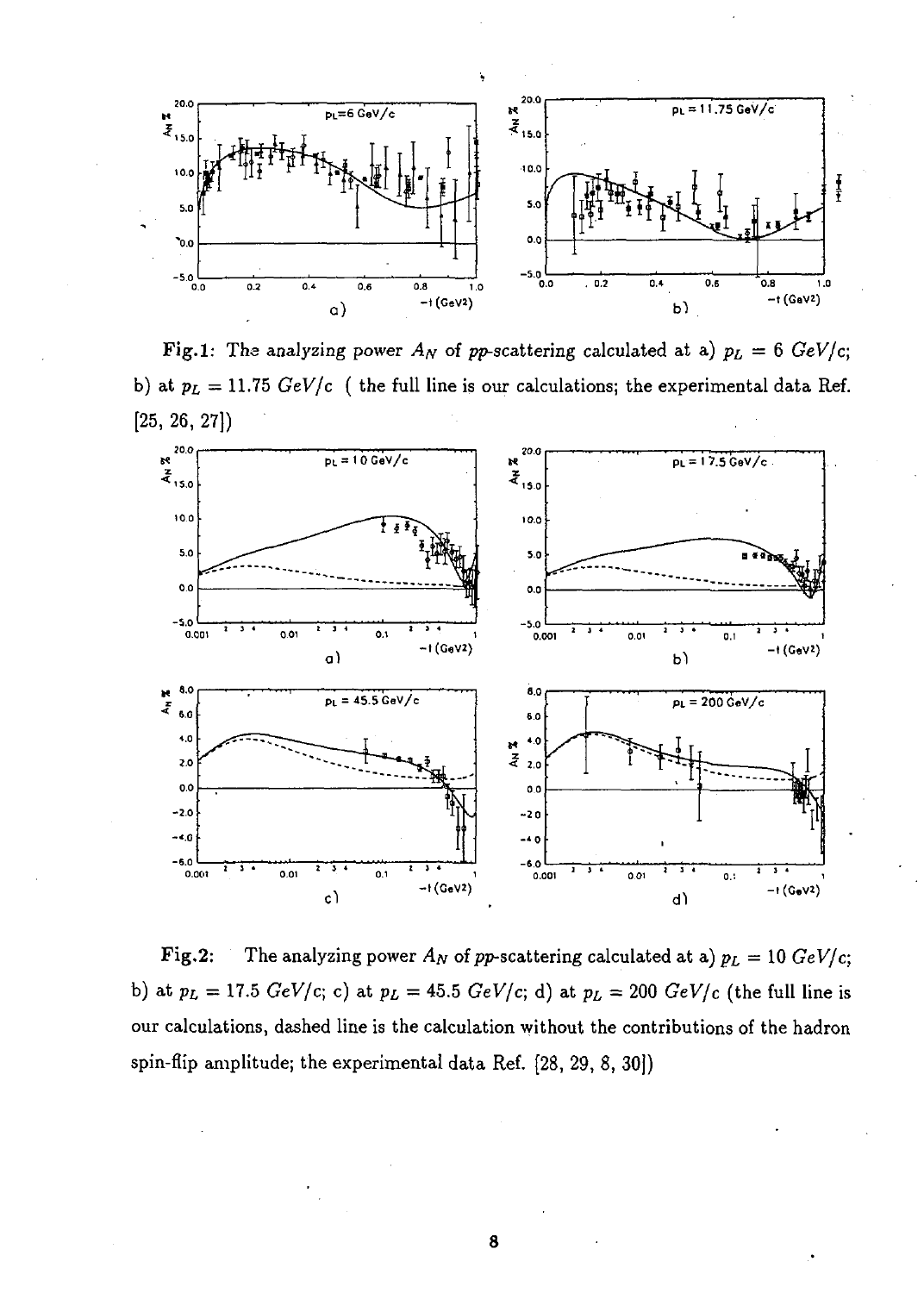**Fig.1:** The analyzing power $A_N$ of *pp*-scattering calculated at a) $p_L = 6\ GeV/c$; b) at $p_L = 11.75\ GeV/c$ ( the full line is our calculations; the experimental data Ref. [25, 26, 27])

**Fig.2:** The analyzing power $A_N$ of *pp*-scattering calculated at a) $p_L = 10\ GeV/c$; b) at $p_L = 17.5\ GeV/c$; c) at $p_L = 45.5\ GeV/c$; d) at $p_L = 200\ GeV/c$ (the full line is our calculations, dashed line is the calculation without the contributions of the hadron spin-flip amplitude; the experimental data Ref. [28, 29, 8, 30])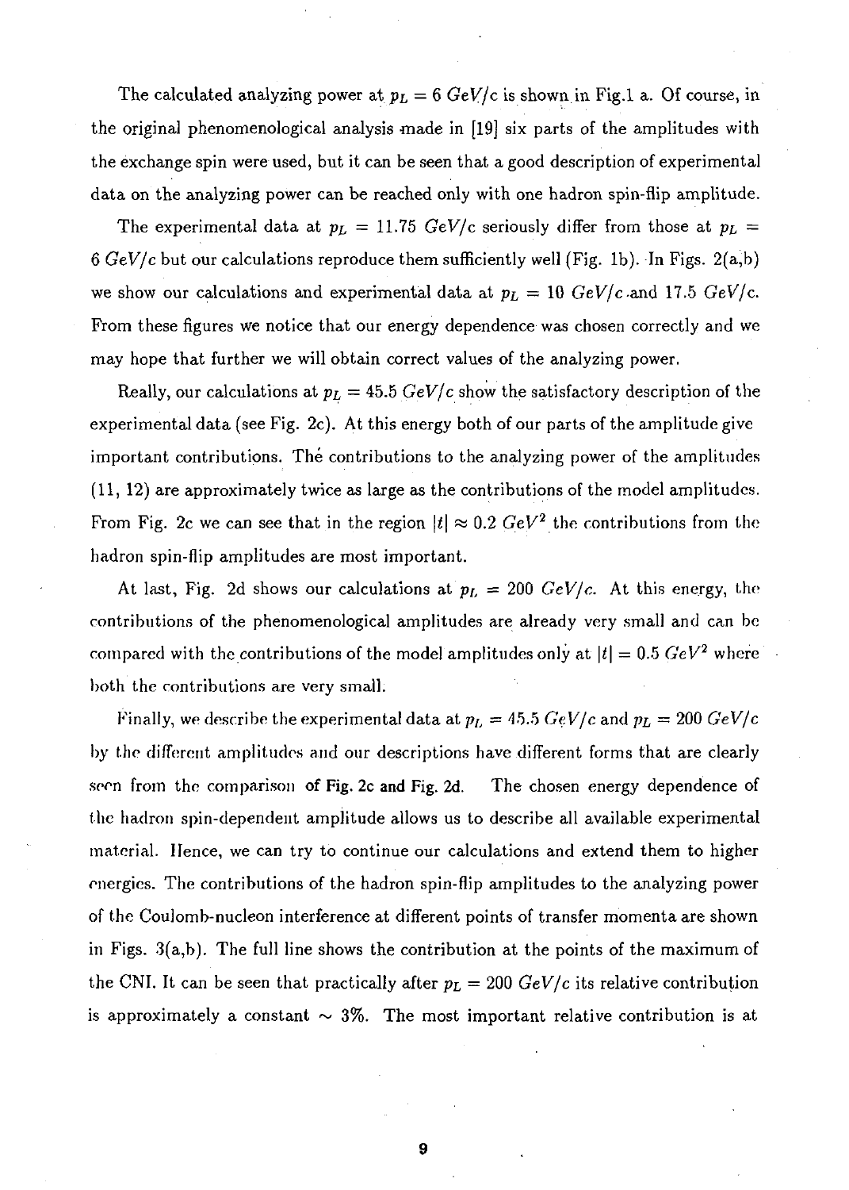The calculated analyzing power at $p_L = 6\ GeV/c$ is shown in Fig.1 a. Of course, in the original phenomenological analysis made in [19] six parts of the amplitudes with the exchange spin were used, but it can be seen that a good description of experimental data on the analyzing power can be reached only with one hadron spin-flip amplitude.

The experimental data at $p_L = 11.75\ GeV/c$ seriously differ from those at $p_L = 6\ GeV/c$ but our calculations reproduce them sufficiently well (Fig. 1b). In Figs. 2(a,b) we show our calculations and experimental data at $p_L = 10\ GeV/c$ and $17.5\ GeV/c$. From these figures we notice that our energy dependence was chosen correctly and we may hope that further we will obtain correct values of the analyzing power.

Really, our calculations at $p_L = 45.5\ GeV/c$ show the satisfactory description of the experimental data (see Fig. 2c). At this energy both of our parts of the amplitude give important contributions. The contributions to the analyzing power of the amplitudes (11, 12) are approximately twice as large as the contributions of the model amplitudes. From Fig. 2c we can see that in the region $|t| \approx 0.2\ GeV^2$ the contributions from the hadron spin-flip amplitudes are most important.

At last, Fig. 2d shows our calculations at $p_L = 200\ GeV/c$. At this energy, the contributions of the phenomenological amplitudes are already very small and can be compared with the contributions of the model amplitudes only at $|t| = 0.5\ GeV^2$ where both the contributions are very small.

Finally, we describe the experimental data at $p_L = 45.5\ GeV/c$ and $p_L = 200\ GeV/c$ by the different amplitudes and our descriptions have different forms that are clearly seen from the comparison of Fig. 2c and Fig. 2d. The chosen energy dependence of the hadron spin-dependent amplitude allows us to describe all available experimental material. Hence, we can try to continue our calculations and extend them to higher energies. The contributions of the hadron spin-flip amplitudes to the analyzing power of the Coulomb-nucleon interference at different points of transfer momenta are shown in Figs. 3(a,b). The full line shows the contribution at the points of the maximum of the CNI. It can be seen that practically after $p_L = 200\ GeV/c$ its relative contribution is approximately a constant $\sim 3\%$. The most important relative contribution is at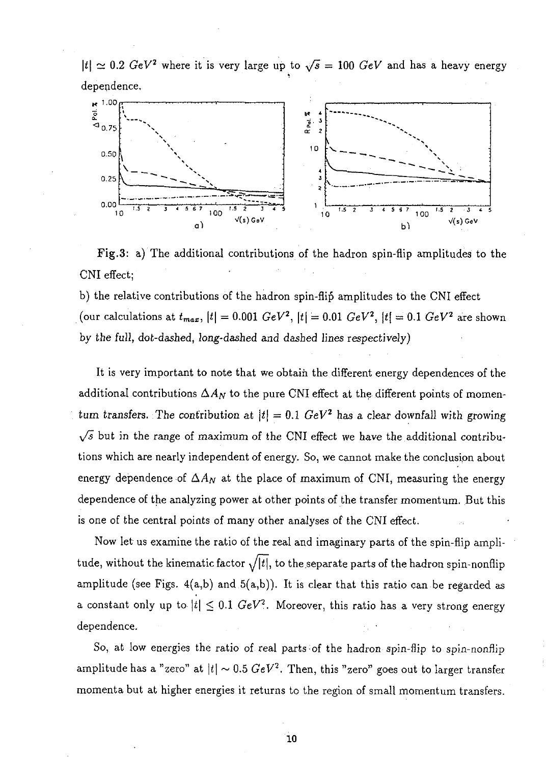$|t| \simeq 0.2\ GeV^2$ where it is very large up to $\sqrt{s} = 100\ GeV$ and has a heavy energy dependence.

**Fig.3**: a) The additional contributions of the hadron spin-flip amplitudes to the CNI effect;

b) the relative contributions of the hadron spin-flip amplitudes to the CNI effect (our calculations at $t_{max}$, $|t| = 0.001\ GeV^2$, $|t| = 0.01\ GeV^2$, $|t| = 0.1\ GeV^2$ are shown by *the full, dot-dashed, long-dashed and dashed lines respectively)*

It is very important to note that we obtain the different energy dependences of the additional contributions $\Delta A_N$ to the pure CNI effect at the different points of momentum transfers. The contribution at $|t| = 0.1\ GeV^2$ has a clear downfall with growing $\sqrt{s}$ but in the range of maximum of the CNI effect we have the additional contributions which are nearly independent of energy. So, we cannot make the conclusion about energy dependence of $\Delta A_N$ at the place of maximum of CNI, measuring the energy dependence of the analyzing power at other points of the transfer momentum. But this is one of the central points of many other analyses of the CNI effect.

Now let us examine the ratio of the real and imaginary parts of the spin-flip amplitude, without the kinematic factor $\sqrt{|t|}$, to the separate parts of the hadron spin-nonflip amplitude (see Figs. 4(a,b) and 5(a,b)). It is clear that this ratio can be regarded as a constant only up to $|t| \leq 0.1\ GeV^2$. Moreover, this ratio has a very strong energy dependence.

So, at low energies the ratio of real parts of the hadron spin-flip to spin-nonflip amplitude has a "zero" at $|t| \sim 0.5\ GeV^2$. Then, this "zero" goes out to larger transfer momenta but at higher energies it returns to the region of small momentum transfers.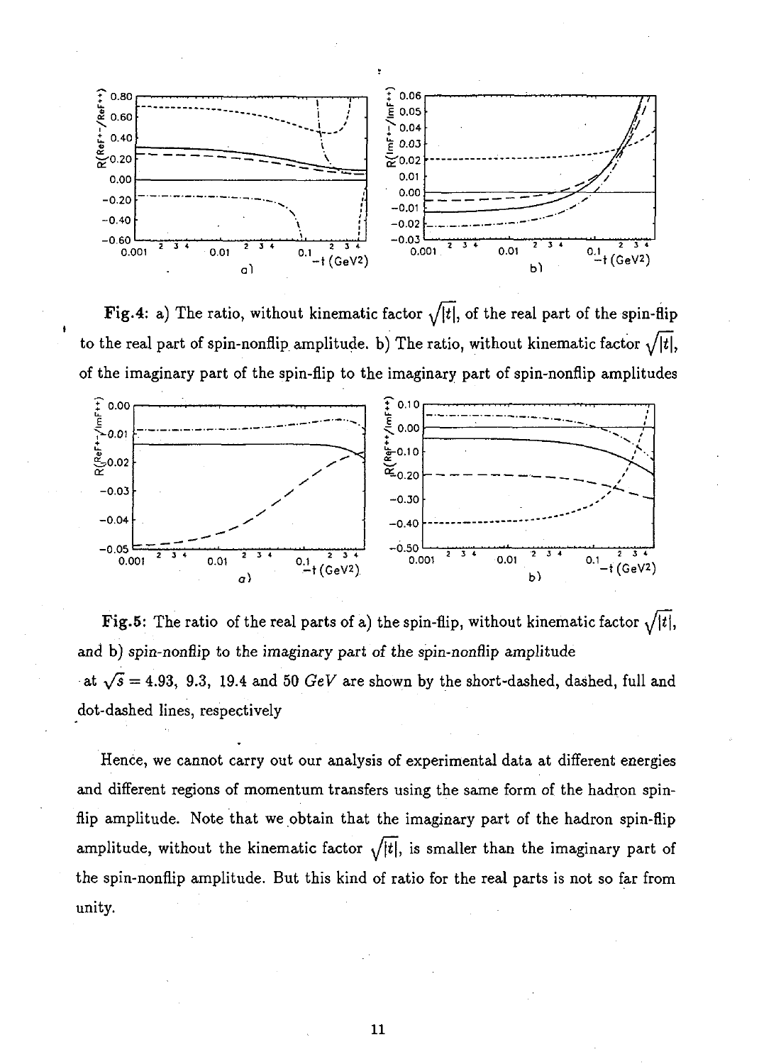**Fig.4:** a) The ratio, without kinematic factor $\sqrt{|t|}$, of the real part of the spin-flip to the real part of spin-nonflip amplitude. b) The ratio, without kinematic factor $\sqrt{|t|}$, of the imaginary part of the spin-flip to the imaginary part of spin-nonflip amplitudes

**Fig.5:** The ratio of the real parts of a) the spin-flip, without kinematic factor $\sqrt{|t|}$, and b) *spin-nonflip to the imaginary part of the spin-nonflip amplitude* at $\sqrt{s} = 4.93,\ 9.3,\ 19.4$ and $50$ *GeV* are shown by the short-dashed, dashed, full and dot-dashed lines, respectively

Hence, we cannot carry out our analysis of experimental data at different energies and different regions of momentum transfers using the same form of the hadron spin-flip amplitude. Note that we obtain that the imaginary part of the hadron spin-flip amplitude, without the kinematic factor $\sqrt{|t|}$, is smaller than the imaginary part of the spin-nonflip amplitude. But this kind of ratio for the real parts is not so far from unity.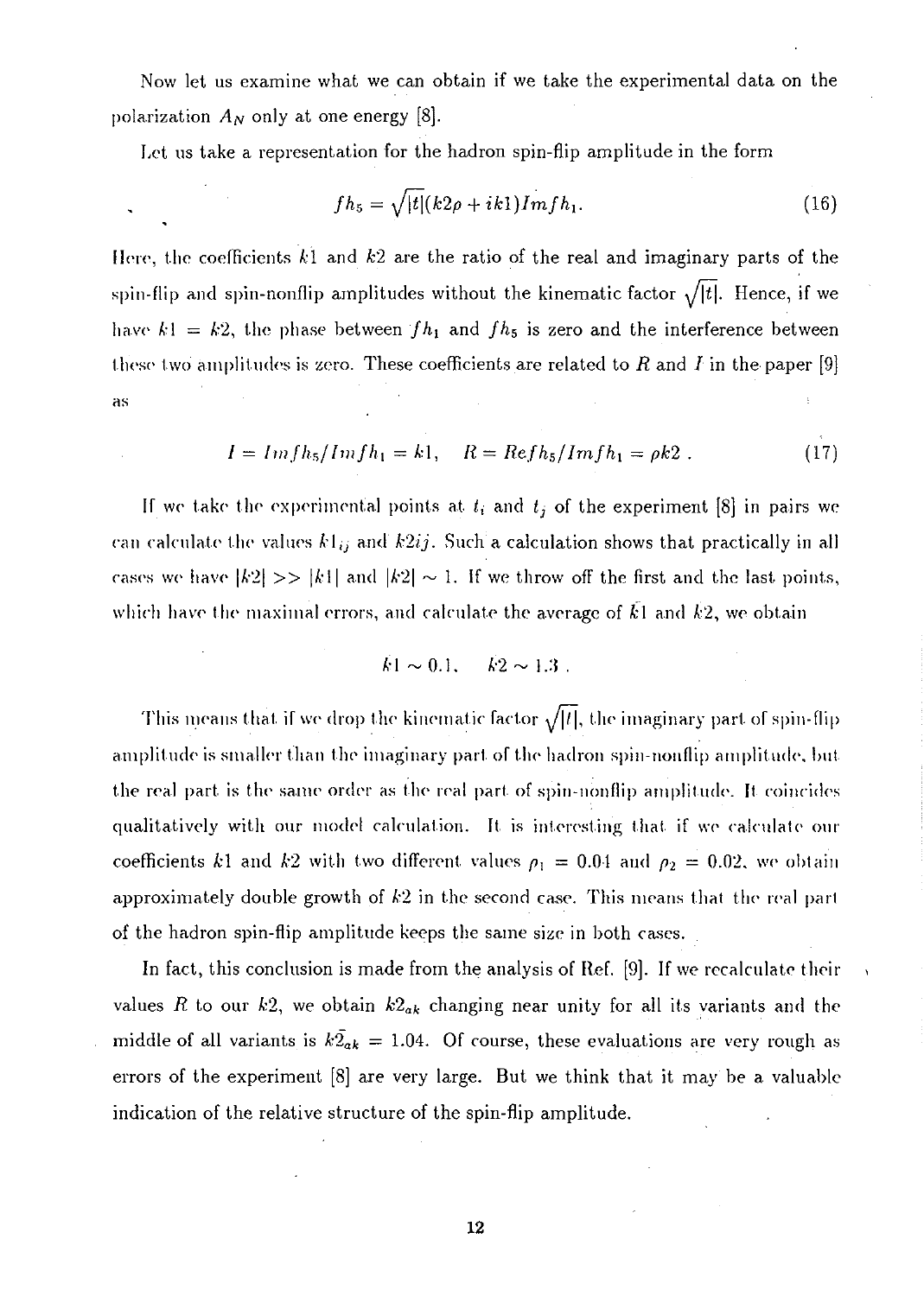Now let us examine what we can obtain if we take the experimental data on the polarization $A_N$ only at one energy [8].

Let us take a representation for the hadron spin-flip amplitude in the form

$$fh_5 = \sqrt{|t|}(k2\rho + ik1)Imfh_1. \tag{16}$$

Here, the coefficients $k1$ and $k2$ are the ratio of the real and imaginary parts of the spin-flip and spin-nonflip amplitudes without the kinematic factor $\sqrt{|t|}$. Hence, if we have $k1 = k2$, the phase between $fh_1$ and $fh_5$ is zero and the interference between these two amplitudes is zero. These coefficients are related to $R$ and $I$ in the paper [9] as

$$I = Imfh_5/Imfh_1 = k1, \quad R = Refh_5/Imfh_1 = \rho k2\ . \tag{17}$$

If we take the experimental points at $t_i$ and $t_j$ of the experiment [8] in pairs we can calculate the values $k1_{ij}$ and $k2ij$. Such a calculation shows that practically in all cases we have $|k2| >> |k1|$ and $|k2| \sim 1$. If we throw off the first and the last points, which have the maximal errors, and calculate the average of $\bar{k}1$ and $k2$, we obtain

$$k1 \sim 0.1, \quad k2 \sim 1.3\ .$$

This means that if we drop the kinematic factor $\sqrt{|t|}$, the imaginary part of spin-flip amplitude is smaller than the imaginary part of the hadron spin-nonflip amplitude, but the real part is the same order as the real part of spin-nonflip amplitude. It coincides qualitatively with our model calculation. It is interesting that if we calculate our coefficients $k1$ and $k2$ with two different values $\rho_1 = 0.04$ and $\rho_2 = 0.02$, we obtain approximately double growth of $k2$ in the second case. This means that the real part of the hadron spin-flip amplitude keeps the same size in both cases.

In fact, this conclusion is made from the analysis of Ref. [9]. If we recalculate their values $R$ to our $k2$, we obtain $k2_{ak}$ changing near unity for all its variants and the middle of all variants is $\bar{k2}_{ak} = 1.04$. Of course, these evaluations are very rough as errors of the experiment [8] are very large. But we think that it may be a valuable indication of the relative structure of the spin-flip amplitude.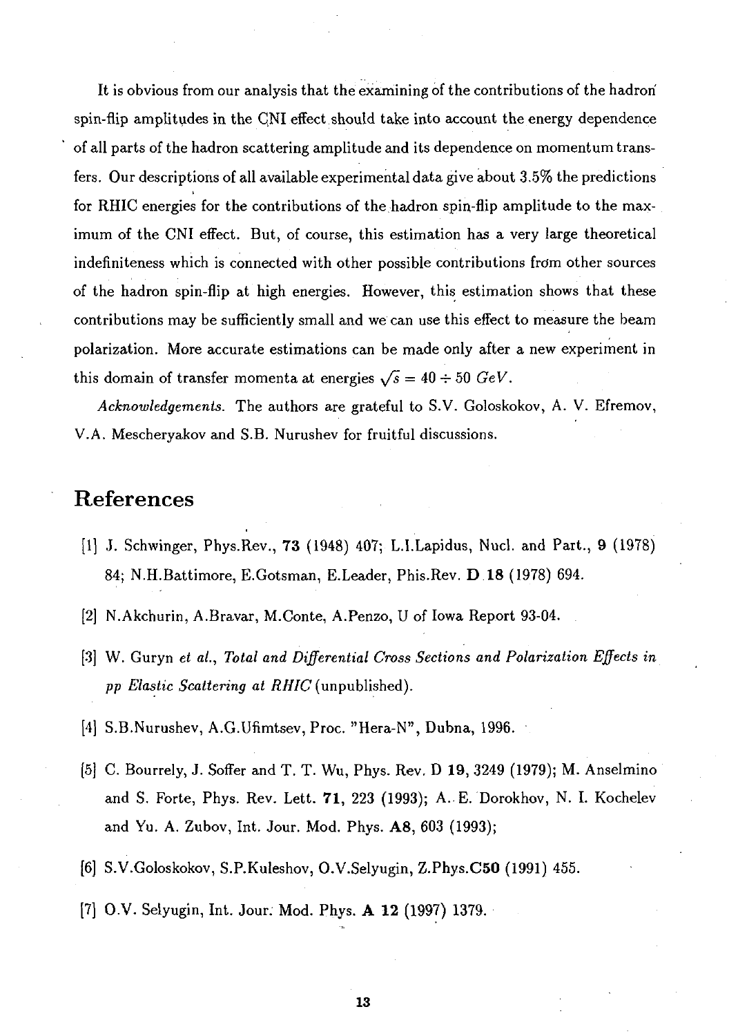It is obvious from our analysis that the examining of the contributions of the hadron spin-flip amplitudes in the CNI effect should take into account the energy dependence of all parts of the hadron scattering amplitude and its dependence on momentum transfers. Our descriptions of all available experimental data give about 3.5% the predictions for RHIC energies for the contributions of the hadron spin-flip amplitude to the maximum of the CNI effect. But, of course, this estimation has a very large theoretical indefiniteness which is connected with other possible contributions from other sources of the hadron spin-flip at high energies. However, this estimation shows that these contributions may be sufficiently small and we can use this effect to measure the beam polarization. More accurate estimations can be made only after a new experiment in this domain of transfer momenta at energies $\sqrt{s} = 40 \div 50\ GeV$.

*Acknowledgements.* The authors are grateful to S.V. Goloskokov, A. V. Efremov, V.A. Mescheryakov and S.B. Nurushev for fruitful discussions.

## References

[1] J. Schwinger, Phys.Rev., **73** (1948) 407; L.I.Lapidus, Nucl. and Part., **9** (1978) 84; N.H.Battimore, E.Gotsman, E.Leader, Phis.Rev. **D 18** (1978) 694.

[2] N.Akchurin, A.Bravar, M.Conte, A.Penzo, U of Iowa Report 93-04.

[3] W. Guryn *et al.*, *Total and Differential Cross Sections and Polarization Effects in pp Elastic Scattering at RHIC* (unpublished).

[4] S.B.Nurushev, A.G.Ufimtsev, Proc. "Hera-N", Dubna, 1996.

[5] C. Bourrely, J. Soffer and T. T. Wu, Phys. Rev. D **19**, 3249 (1979); M. Anselmino and S. Forte, Phys. Rev. Lett. **71**, 223 (1993); A. E. Dorokhov, N. I. Kochelev and Yu. A. Zubov, Int. Jour. Mod. Phys. **A8**, 603 (1993);

[6] S.V.Goloskokov, S.P.Kuleshov, O.V.Selyugin, Z.Phys.**C50** (1991) 455.

[7] O.V. Selyugin, Int. Jour. Mod. Phys. **A 12** (1997) 1379.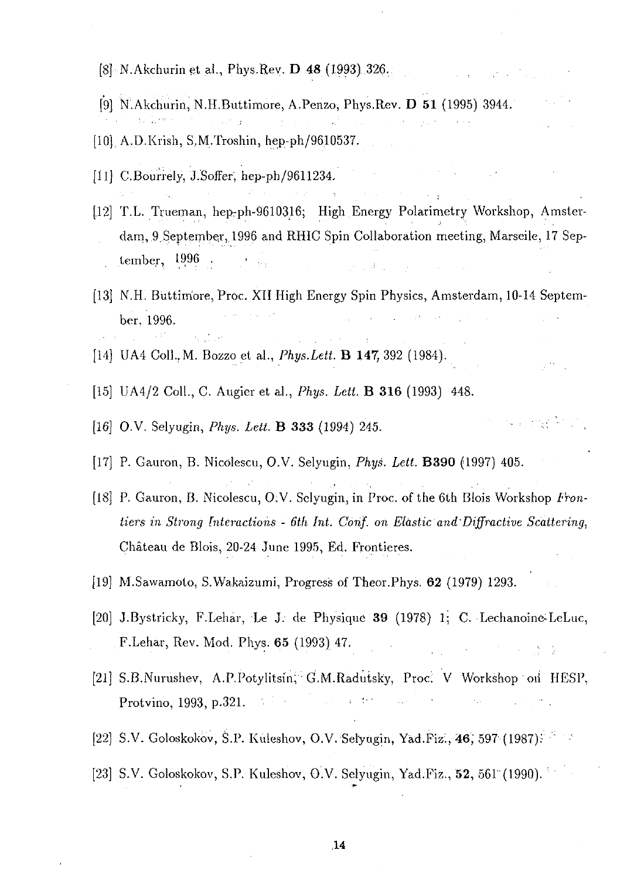[8] N.Akchurin et al., Phys.Rev. **D 48** (1993) 326.

[9] N.Akchurin, N.H.Buttimore, A.Penzo, Phys.Rev. **D 51** (1995) 3944.

[10] A.D.Krish, S.M.Troshin, hep-ph/9610537.

[11] C.Bourrely, J.Soffer, hep-ph/9611234.

[12] T.L. Trueman, hep-ph-9610316; High Energy Polarimetry Workshop, Amsterdam, 9 September, 1996 and RHIC Spin Collaboration meeting, Marseile, 17 September, 1996 .

[13] N.H. Buttimore, Proc. XII High Energy Spin Physics, Amsterdam, 10-14 September, 1996.

[14] UA4 Coll., M. Bozzo et al., *Phys.Lett.* **B 147**, 392 (1984).

[15] UA4/2 Coll., C. Augier et al., *Phys. Lett.* **B 316** (1993) 448.

[16] O.V. Selyugin, *Phys. Lett.* **B 333** (1994) 245.

[17] P. Gauron, B. Nicolescu, O.V. Selyugin, *Phys. Lett.* **B390** (1997) 405.

[18] P. Gauron, B. Nicolescu, O.V. Selyugin, in Proc. of the 6th Blois Workshop *Frontiers in Strong Interactions - 6th Int. Conf. on Elastic and Diffractive Scattering*, Château de Blois, 20-24 June 1995, Ed. Frontieres.

[19] M.Sawamoto, S.Wakaizumi, Progress of Theor.Phys. **62** (1979) 1293.

[20] J.Bystricky, F.Lehar, Le J. de Physique **39** (1978) 1; C. Lechanoine-LeLuc, F.Lehar, Rev. Mod. Phys. **65** (1993) 47.

[21] S.B.Nurushev, A.P.Potylitsin, G.M.Radutsky, Proc. V Workshop on HESP, Protvino, 1993, p.321.

[22] S.V. Goloskokov, S.P. Kuleshov, O.V. Selyugin, Yad.Fiz., **46**, 597 (1987).

[23] S.V. Goloskokov, S.P. Kuleshov, O.V. Selyugin, Yad.Fiz., **52**, 561 (1990).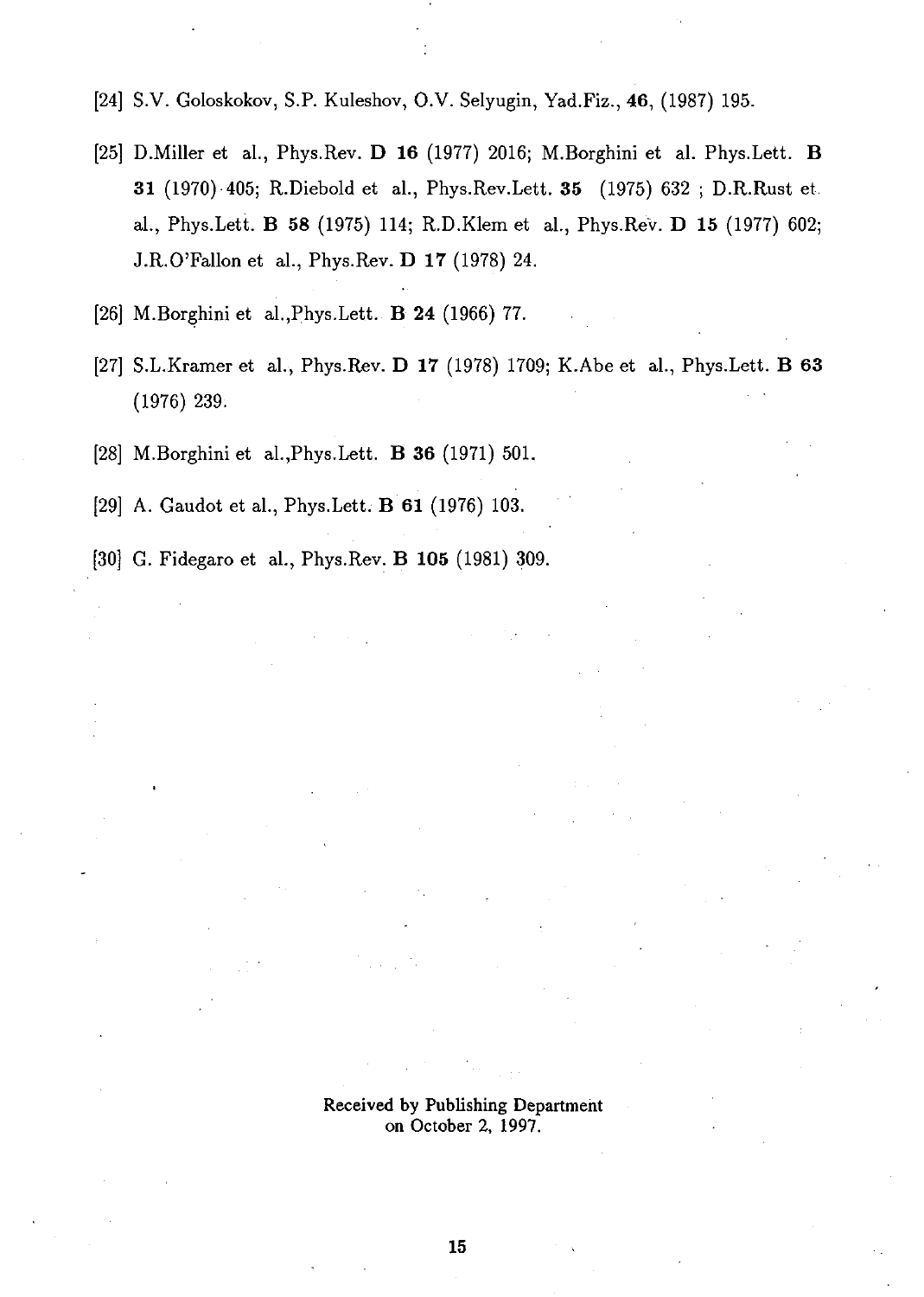[24] S.V. Goloskokov, S.P. Kuleshov, O.V. Selyugin, Yad.Fiz., **46**, (1987) 195.

[25] D.Miller et al., Phys.Rev. **D 16** (1977) 2016; M.Borghini et al. Phys.Lett. **B 31** (1970) 405; R.Diebold et al., Phys.Rev.Lett. **35** (1975) 632 ; D.R.Rust et al., Phys.Lett. **B 58** (1975) 114; R.D.Klem et al., Phys.Rev. **D 15** (1977) 602; J.R.O'Fallon et al., Phys.Rev. **D 17** (1978) 24.

[26] M.Borghini et al.,Phys.Lett. **B 24** (1966) 77.

[27] S.L.Kramer et al., Phys.Rev. **D 17** (1978) 1709; K.Abe et al., Phys.Lett. **B 63** (1976) 239.

[28] M.Borghini et al.,Phys.Lett. **B 36** (1971) 501.

[29] A. Gaudot et al., Phys.Lett. **B 61** (1976) 103.

[30] G. Fidegaro et al., Phys.Rev. **B 105** (1981) 309.

Received by Publishing Department
on October 2, 1997.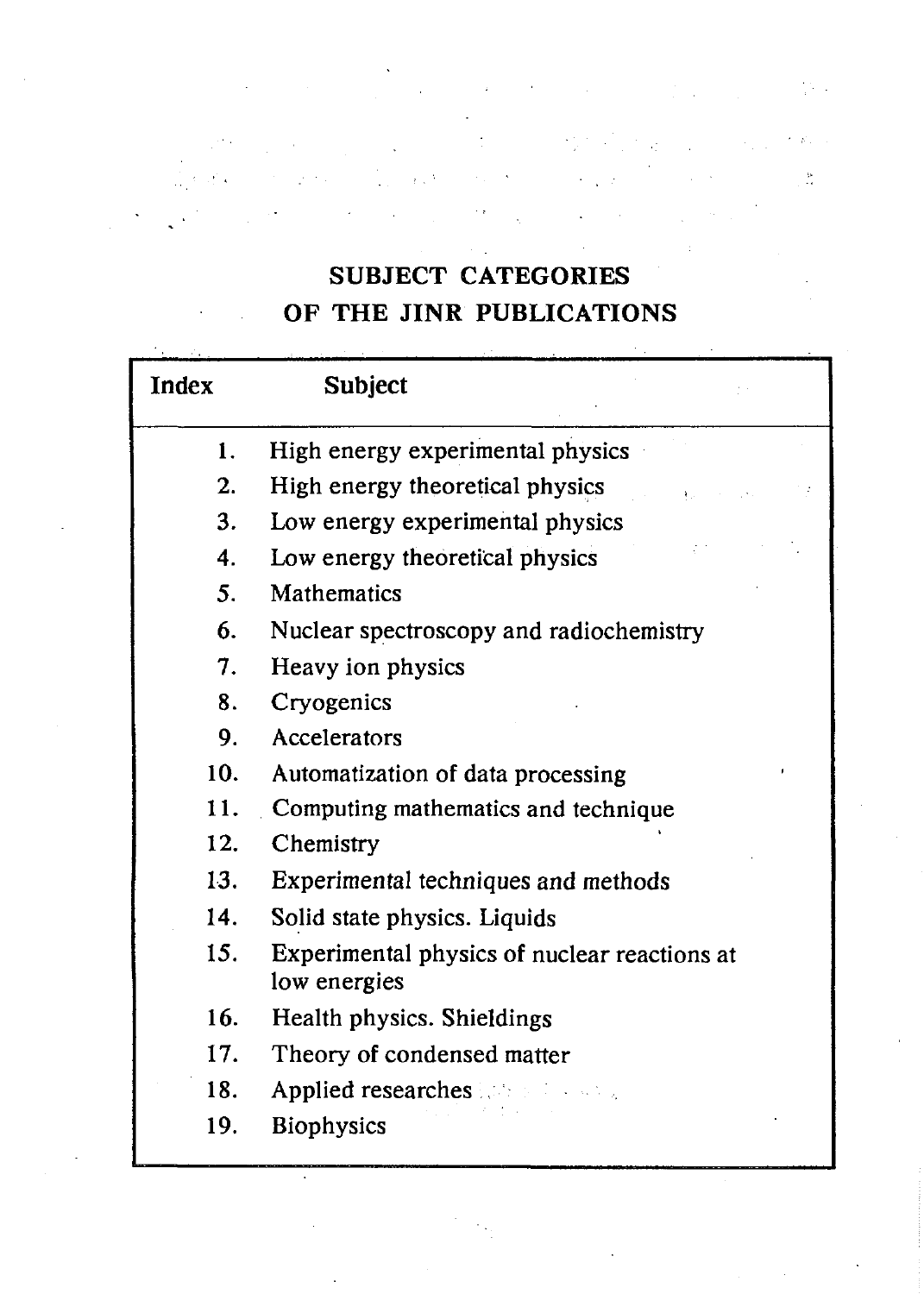## SUBJECT CATEGORIES OF THE JINR PUBLICATIONS

| Index | Subject |
|---|---|
| 1. | High energy experimental physics |
| 2. | High energy theoretical physics |
| 3. | Low energy experimental physics |
| 4. | Low energy theoretical physics |
| 5. | Mathematics |
| 6. | Nuclear spectroscopy and radiochemistry |
| 7. | Heavy ion physics |
| 8. | Cryogenics |
| 9. | Accelerators |
| 10. | Automatization of data processing |
| 11. | Computing mathematics and technique |
| 12. | Chemistry |
| 13. | Experimental techniques and methods |
| 14. | Solid state physics. Liquids |
| 15. | Experimental physics of nuclear reactions at low energies |
| 16. | Health physics. Shieldings |
| 17. | Theory of condensed matter |
| 18. | Applied researches |
| 19. | Biophysics |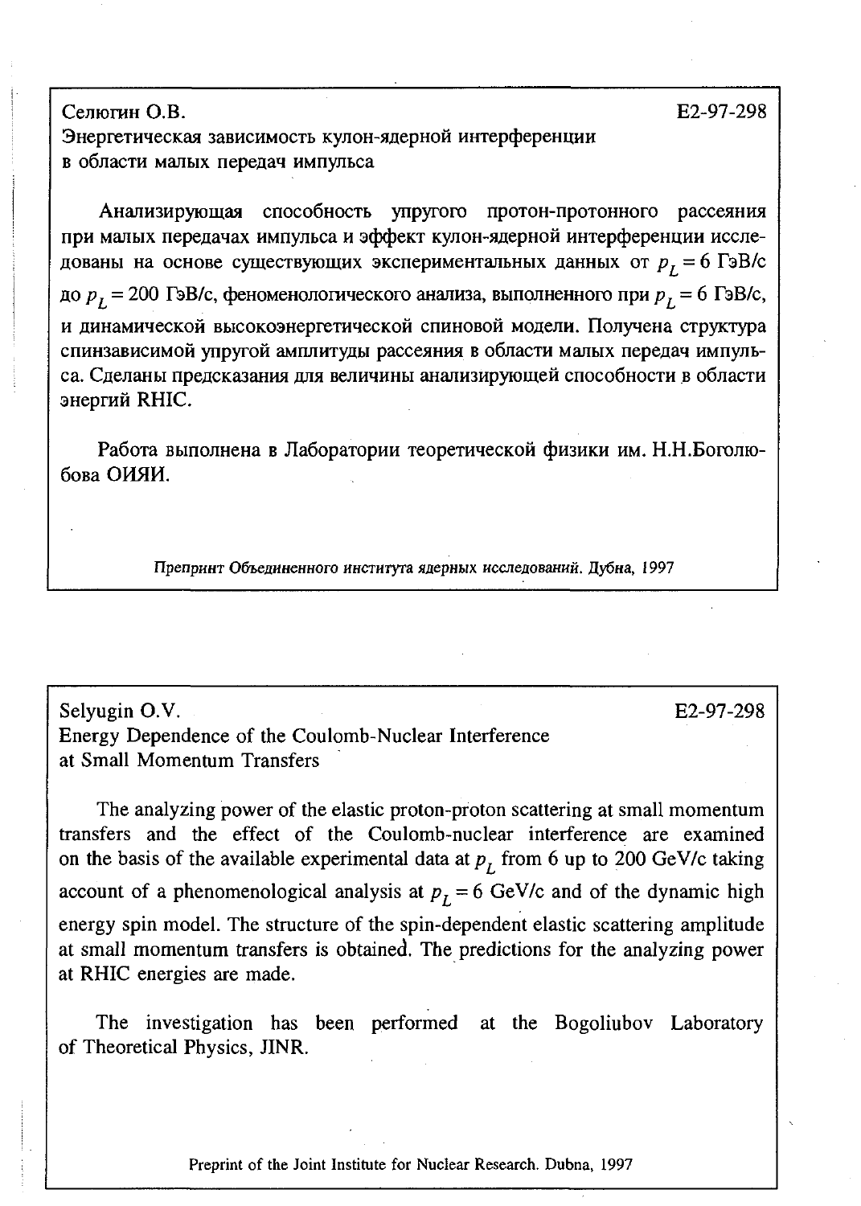Селюгин О.В. E2-97-298

Энергетическая зависимость кулон-ядерной интерференции в области малых передач импульса

Анализирующая способность упругого протон-протонного рассеяния при малых передачах импульса и эффект кулон-ядерной интерференции исследованы на основе существующих экспериментальных данных от $p_L = 6$ ГэВ/с до $p_L = 200$ ГэВ/с, феноменологического анализа, выполненного при $p_L = 6$ ГэВ/с, и динамической высокоэнергетической спиновой модели. Получена структура спинзависимой упругой амплитуды рассеяния в области малых передач импульса. Сделаны предсказания для величины анализирующей способности в области энергий RHIC.

Работа выполнена в Лаборатории теоретической физики им. Н.Н.Боголюбова ОИЯИ.

*Препринт Объединенного института ядерных исследований. Дубна, 1997*

---

Selyugin O.V. E2-97-298

Energy Dependence of the Coulomb-Nuclear Interference at Small Momentum Transfers

The analyzing power of the elastic proton-proton scattering at small momentum transfers and the effect of the Coulomb-nuclear interference are examined on the basis of the available experimental data at $p_L$ from 6 up to 200 GeV/c taking account of a phenomenological analysis at $p_L = 6$ GeV/c and of the dynamic high energy spin model. The structure of the spin-dependent elastic scattering amplitude at small momentum transfers is obtained. The predictions for the analyzing power at RHIC energies are made.

The investigation has been performed at the Bogoliubov Laboratory of Theoretical Physics, JINR.

Preprint of the Joint Institute for Nuclear Research. Dubna, 1997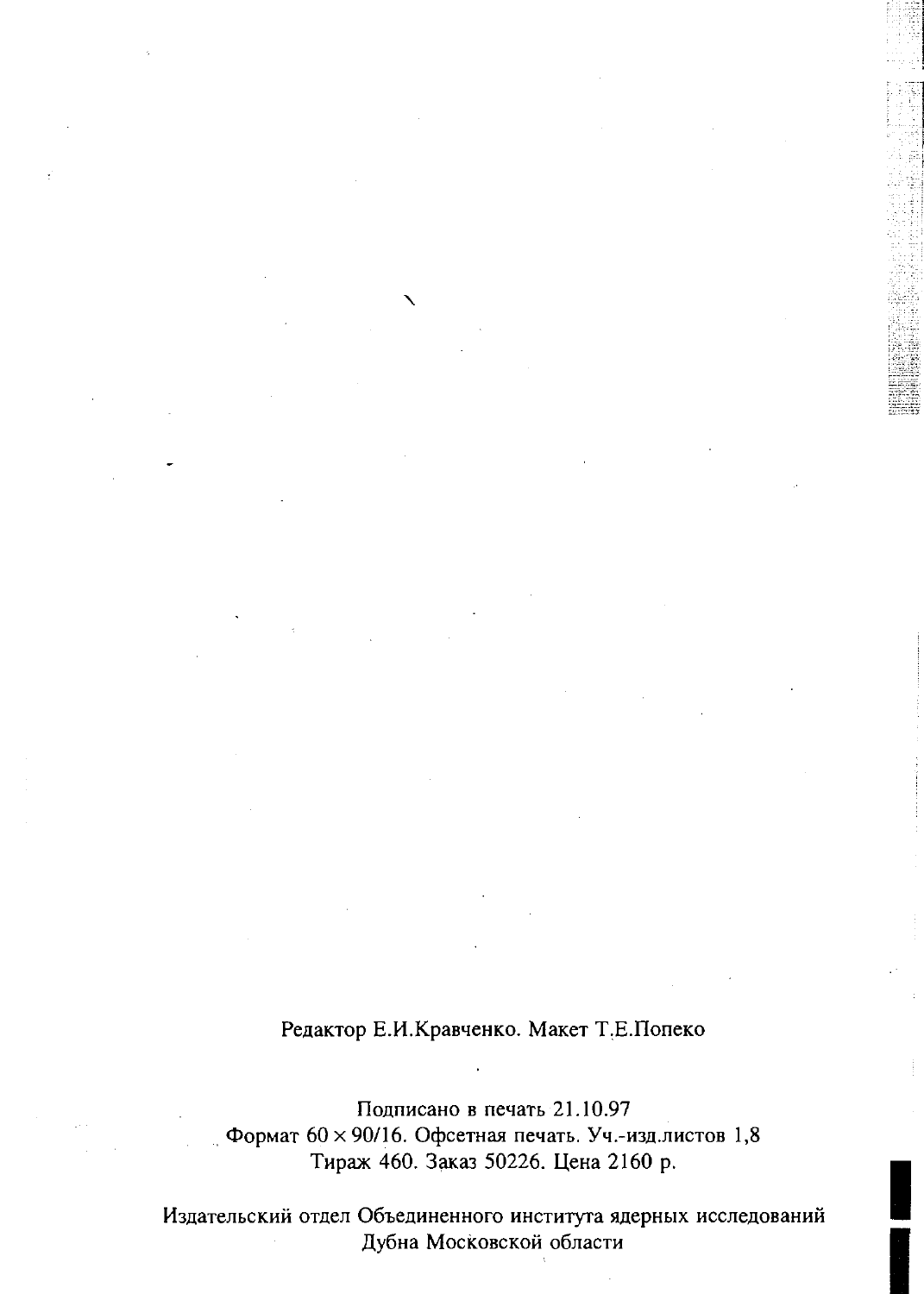Редактор Е.И.Кравченко. Макет Т.Е.Попеко

Подписано в печать 21.10.97
Формат $60 \times 90/16$. Офсетная печать. Уч.-изд.листов 1,8
Тираж 460. Заказ 50226. Цена 2160 р.

Издательский отдел Объединенного института ядерных исследований
Дубна Московской области